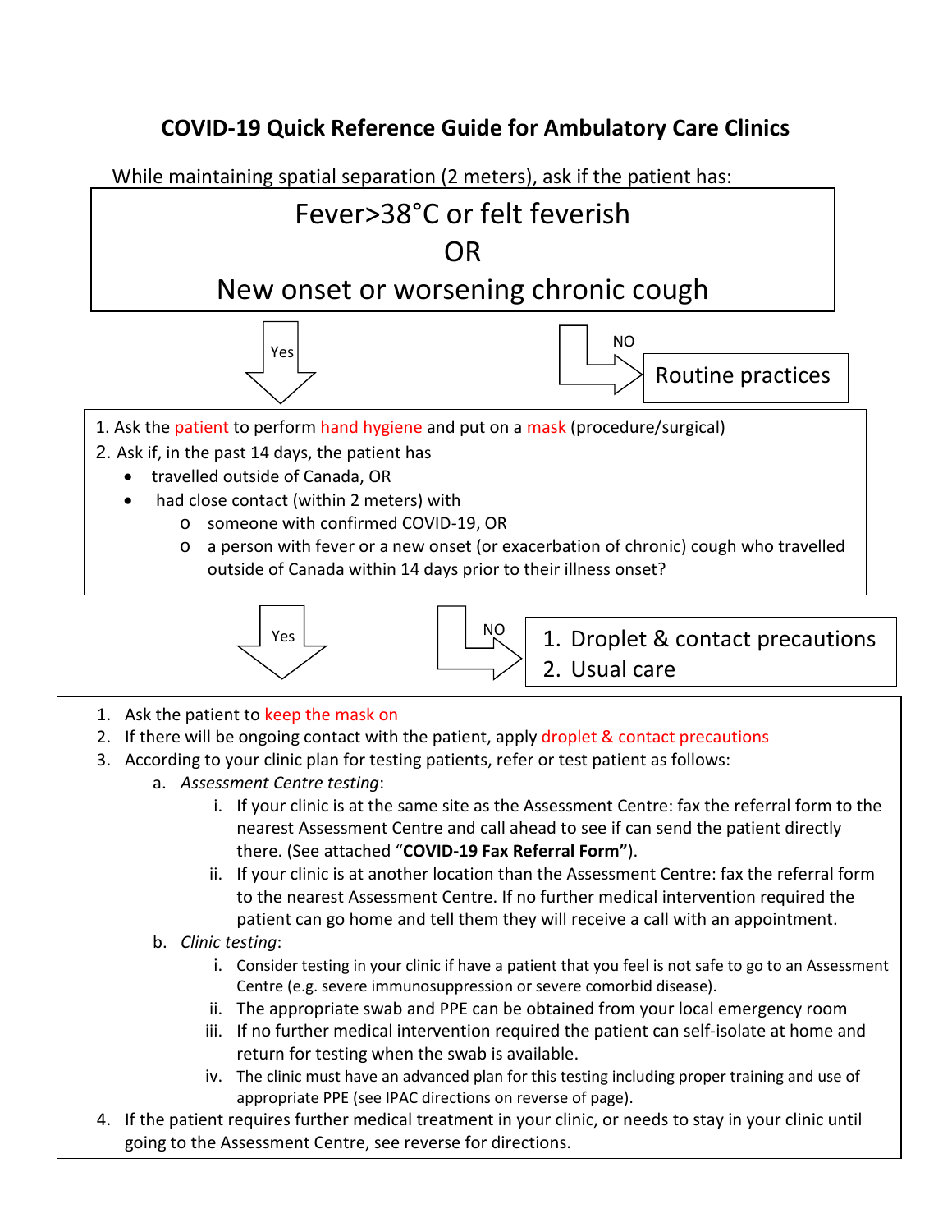# COVID-19 Quick Reference Guide for Ambulatory Care Clinics

While maintaining spatial separation (2 meters), ask if the patient has:

**Fever>38°C or felt feverish**
**OR**
**New onset or worsening chronic cough**

Yes ↓ | NO → Routine practices

1. Ask the patient to perform hand hygiene and put on a mask (procedure/surgical)
2. Ask if, in the past 14 days, the patient has
   - travelled outside of Canada, OR
   - had close contact (within 2 meters) with
     - someone with confirmed COVID-19, OR
     - a person with fever or a new onset (or exacerbation of chronic) cough who travelled outside of Canada within 14 days prior to their illness onset?

Yes ↓ | NO → 1. Droplet & contact precautions 2. Usual care

1. Ask the patient to keep the mask on
2. If there will be ongoing contact with the patient, apply droplet & contact precautions
3. According to your clinic plan for testing patients, refer or test patient as follows:
   a. *Assessment Centre testing*:
      i. If your clinic is at the same site as the Assessment Centre: fax the referral form to the nearest Assessment Centre and call ahead to see if can send the patient directly there. (See attached "**COVID-19 Fax Referral Form"**).
      ii. If your clinic is at another location than the Assessment Centre: fax the referral form to the nearest Assessment Centre. If no further medical intervention required the patient can go home and tell them they will receive a call with an appointment.
   b. *Clinic testing*:
      i. Consider testing in your clinic if have a patient that you feel is not safe to go to an Assessment Centre (e.g. severe immunosuppression or severe comorbid disease).
      ii. The appropriate swab and PPE can be obtained from your local emergency room
      iii. If no further medical intervention required the patient can self-isolate at home and return for testing when the swab is available.
      iv. The clinic must have an advanced plan for this testing including proper training and use of appropriate PPE (see IPAC directions on reverse of page).
4. If the patient requires further medical treatment in your clinic, or needs to stay in your clinic until going to the Assessment Centre, see reverse for directions.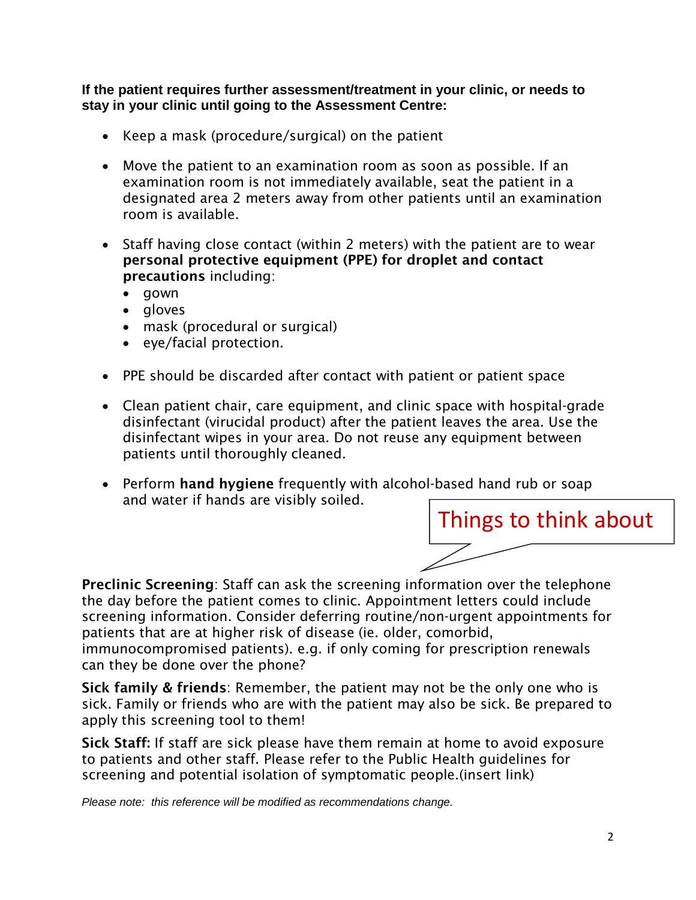**If the patient requires further assessment/treatment in your clinic, or needs to stay in your clinic until going to the Assessment Centre:**

- Keep a mask (procedure/surgical) on the patient
- Move the patient to an examination room as soon as possible. If an examination room is not immediately available, seat the patient in a designated area 2 meters away from other patients until an examination room is available.
- Staff having close contact (within 2 meters) with the patient are to wear **personal protective equipment (PPE) for droplet and contact precautions** including:
  - gown
  - gloves
  - mask (procedural or surgical)
  - eye/facial protection.
- PPE should be discarded after contact with patient or patient space
- Clean patient chair, care equipment, and clinic space with hospital-grade disinfectant (virucidal product) after the patient leaves the area. Use the disinfectant wipes in your area. Do not reuse any equipment between patients until thoroughly cleaned.
- Perform **hand hygiene** frequently with alcohol-based hand rub or soap and water if hands are visibly soiled.

## Things to think about

**Preclinic Screening**: Staff can ask the screening information over the telephone the day before the patient comes to clinic. Appointment letters could include screening information. Consider deferring routine/non-urgent appointments for patients that are at higher risk of disease (ie. older, comorbid, immunocompromised patients). e.g. if only coming for prescription renewals can they be done over the phone?

**Sick family & friends**: Remember, the patient may not be the only one who is sick. Family or friends who are with the patient may also be sick. Be prepared to apply this screening tool to them!

**Sick Staff:** If staff are sick please have them remain at home to avoid exposure to patients and other staff. Please refer to the Public Health guidelines for screening and potential isolation of symptomatic people.(insert link)

*Please note: this reference will be modified as recommendations change.*